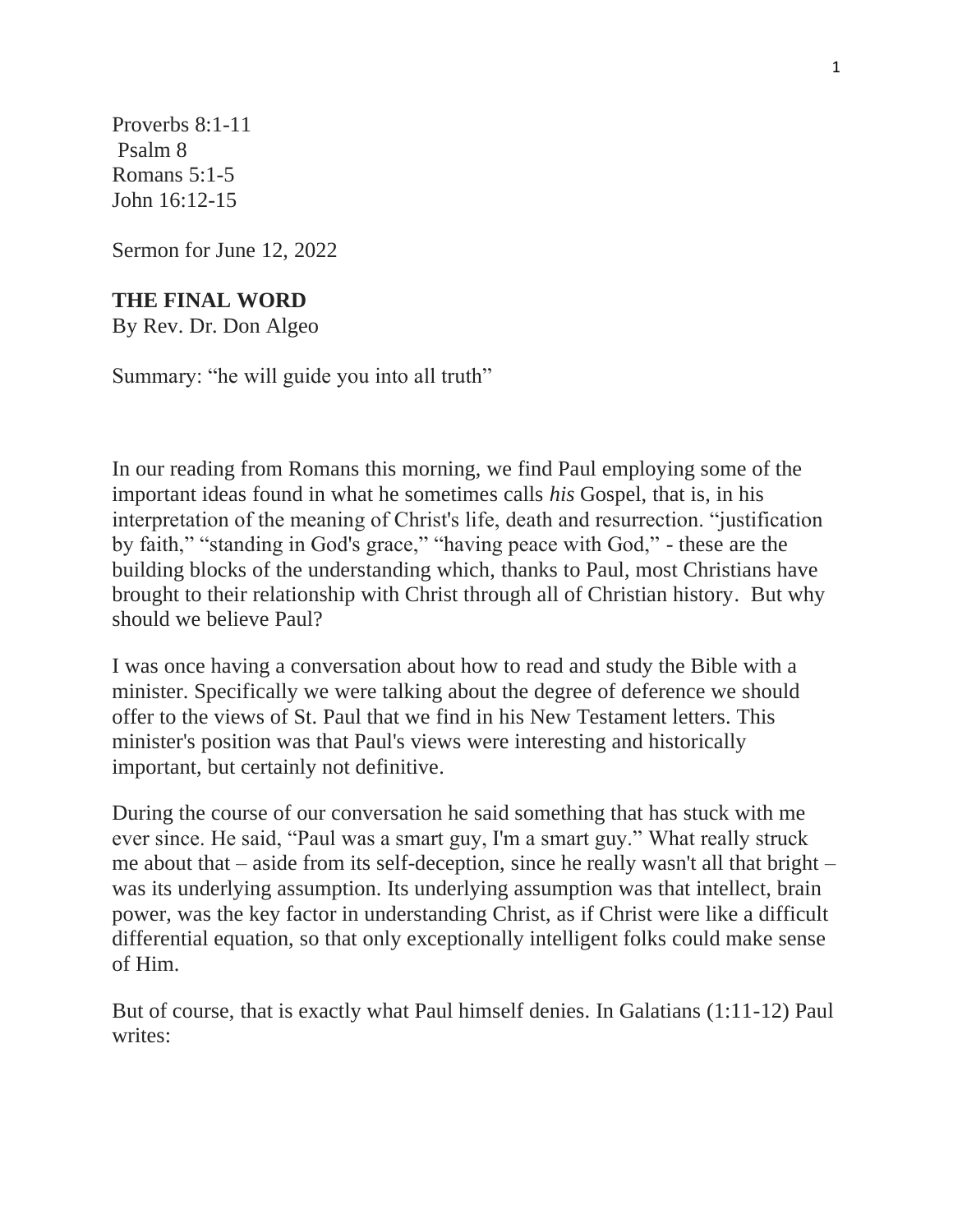Proverbs 8:1-11
Psalm 8
Romans 5:1-5
John 16:12-15

Sermon for June 12, 2022

**THE FINAL WORD**
By Rev. Dr. Don Algeo

Summary: "he will guide you into all truth"

In our reading from Romans this morning, we find Paul employing some of the important ideas found in what he sometimes calls *his* Gospel, that is, in his interpretation of the meaning of Christ's life, death and resurrection. "justification by faith," "standing in God's grace," "having peace with God," - these are the building blocks of the understanding which, thanks to Paul, most Christians have brought to their relationship with Christ through all of Christian history. But why should we believe Paul?

I was once having a conversation about how to read and study the Bible with a minister. Specifically we were talking about the degree of deference we should offer to the views of St. Paul that we find in his New Testament letters. This minister's position was that Paul's views were interesting and historically important, but certainly not definitive.

During the course of our conversation he said something that has stuck with me ever since. He said, "Paul was a smart guy, I'm a smart guy." What really struck me about that – aside from its self-deception, since he really wasn't all that bright – was its underlying assumption. Its underlying assumption was that intellect, brain power, was the key factor in understanding Christ, as if Christ were like a difficult differential equation, so that only exceptionally intelligent folks could make sense of Him.

But of course, that is exactly what Paul himself denies. In Galatians (1:11-12) Paul writes: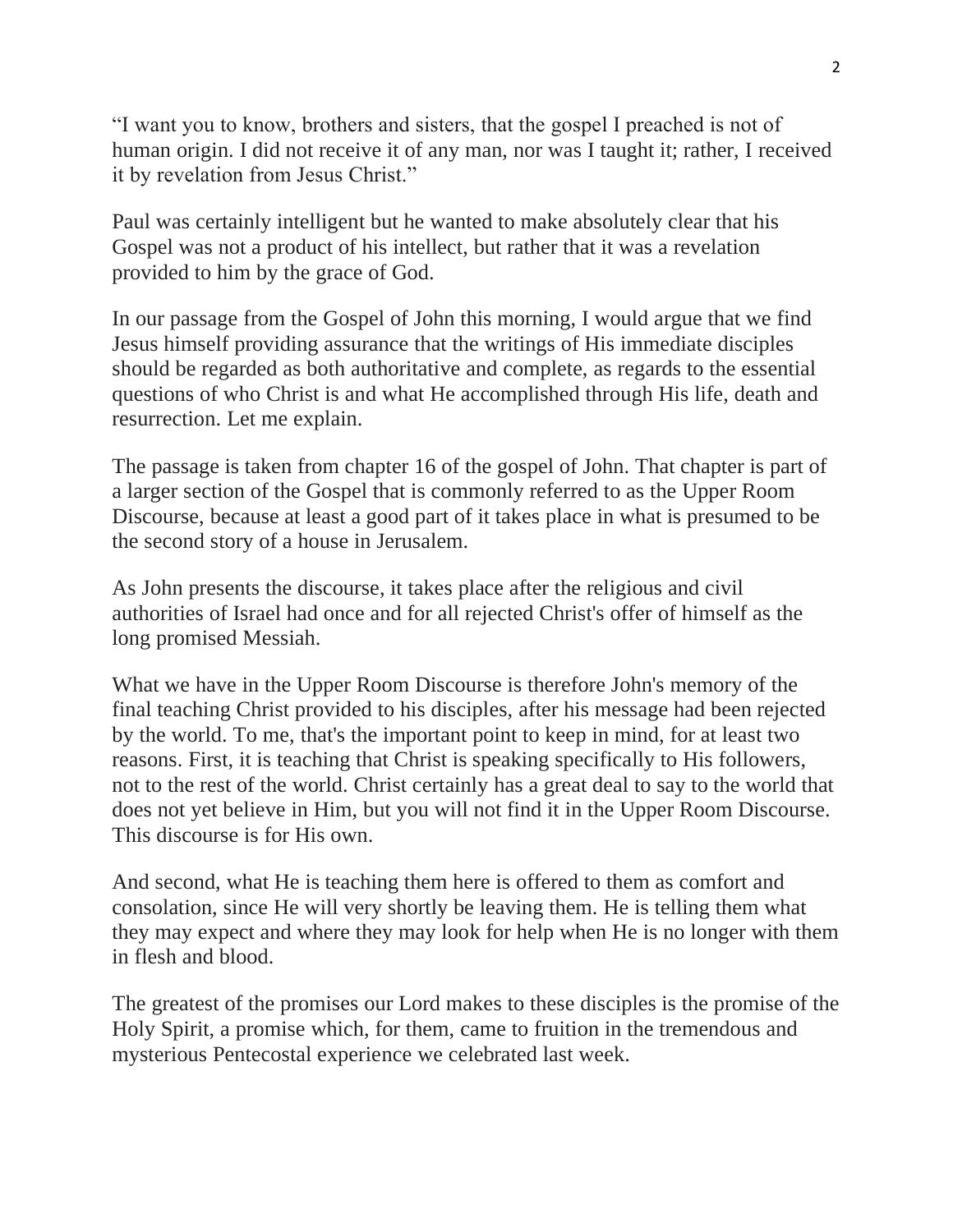"I want you to know, brothers and sisters, that the gospel I preached is not of human origin. I did not receive it of any man, nor was I taught it; rather, I received it by revelation from Jesus Christ."

Paul was certainly intelligent but he wanted to make absolutely clear that his Gospel was not a product of his intellect, but rather that it was a revelation provided to him by the grace of God.

In our passage from the Gospel of John this morning, I would argue that we find Jesus himself providing assurance that the writings of His immediate disciples should be regarded as both authoritative and complete, as regards to the essential questions of who Christ is and what He accomplished through His life, death and resurrection. Let me explain.

The passage is taken from chapter 16 of the gospel of John. That chapter is part of a larger section of the Gospel that is commonly referred to as the Upper Room Discourse, because at least a good part of it takes place in what is presumed to be the second story of a house in Jerusalem.

As John presents the discourse, it takes place after the religious and civil authorities of Israel had once and for all rejected Christ's offer of himself as the long promised Messiah.

What we have in the Upper Room Discourse is therefore John's memory of the final teaching Christ provided to his disciples, after his message had been rejected by the world. To me, that's the important point to keep in mind, for at least two reasons. First, it is teaching that Christ is speaking specifically to His followers, not to the rest of the world. Christ certainly has a great deal to say to the world that does not yet believe in Him, but you will not find it in the Upper Room Discourse. This discourse is for His own.

And second, what He is teaching them here is offered to them as comfort and consolation, since He will very shortly be leaving them. He is telling them what they may expect and where they may look for help when He is no longer with them in flesh and blood.

The greatest of the promises our Lord makes to these disciples is the promise of the Holy Spirit, a promise which, for them, came to fruition in the tremendous and mysterious Pentecostal experience we celebrated last week.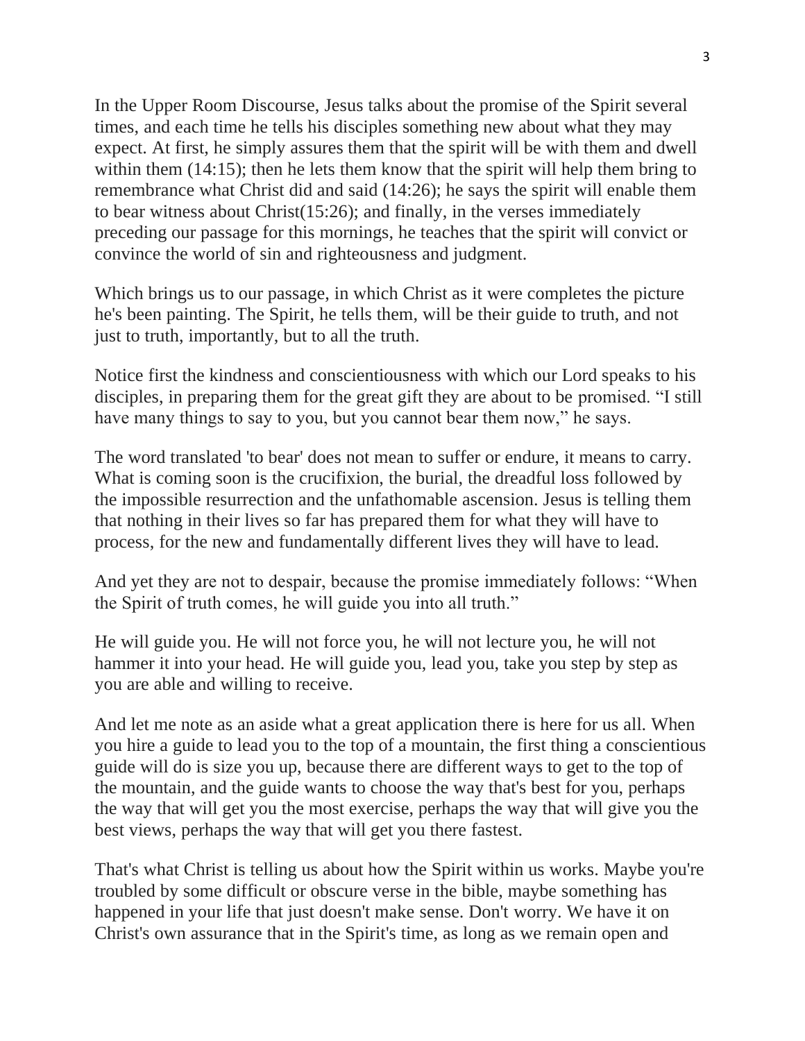In the Upper Room Discourse, Jesus talks about the promise of the Spirit several times, and each time he tells his disciples something new about what they may expect. At first, he simply assures them that the spirit will be with them and dwell within them (14:15); then he lets them know that the spirit will help them bring to remembrance what Christ did and said (14:26); he says the spirit will enable them to bear witness about Christ(15:26); and finally, in the verses immediately preceding our passage for this mornings, he teaches that the spirit will convict or convince the world of sin and righteousness and judgment.

Which brings us to our passage, in which Christ as it were completes the picture he's been painting. The Spirit, he tells them, will be their guide to truth, and not just to truth, importantly, but to all the truth.

Notice first the kindness and conscientiousness with which our Lord speaks to his disciples, in preparing them for the great gift they are about to be promised. "I still have many things to say to you, but you cannot bear them now," he says.

The word translated 'to bear' does not mean to suffer or endure, it means to carry. What is coming soon is the crucifixion, the burial, the dreadful loss followed by the impossible resurrection and the unfathomable ascension. Jesus is telling them that nothing in their lives so far has prepared them for what they will have to process, for the new and fundamentally different lives they will have to lead.

And yet they are not to despair, because the promise immediately follows: "When the Spirit of truth comes, he will guide you into all truth."

He will guide you. He will not force you, he will not lecture you, he will not hammer it into your head. He will guide you, lead you, take you step by step as you are able and willing to receive.

And let me note as an aside what a great application there is here for us all. When you hire a guide to lead you to the top of a mountain, the first thing a conscientious guide will do is size you up, because there are different ways to get to the top of the mountain, and the guide wants to choose the way that's best for you, perhaps the way that will get you the most exercise, perhaps the way that will give you the best views, perhaps the way that will get you there fastest.

That's what Christ is telling us about how the Spirit within us works. Maybe you're troubled by some difficult or obscure verse in the bible, maybe something has happened in your life that just doesn't make sense. Don't worry. We have it on Christ's own assurance that in the Spirit's time, as long as we remain open and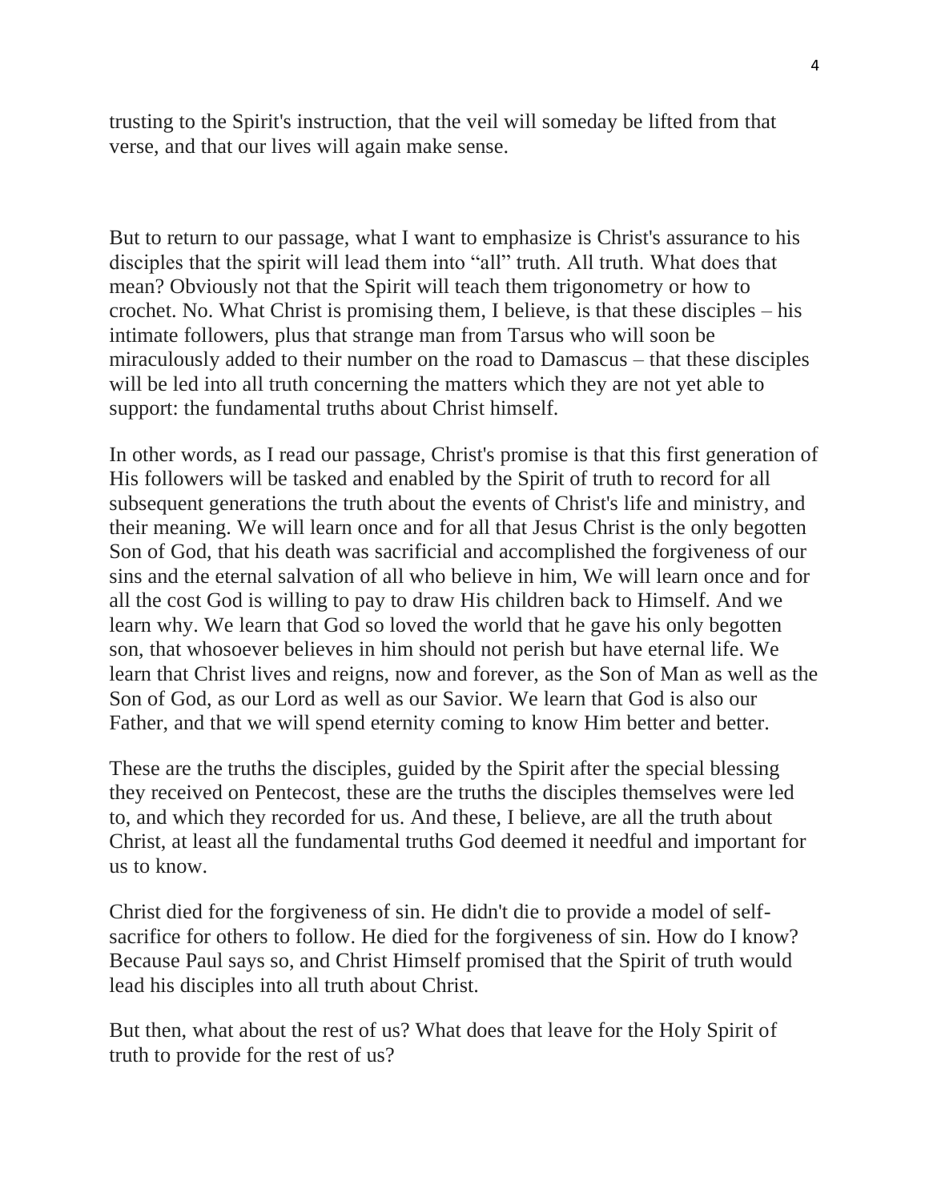trusting to the Spirit's instruction, that the veil will someday be lifted from that verse, and that our lives will again make sense.

But to return to our passage, what I want to emphasize is Christ's assurance to his disciples that the spirit will lead them into “all” truth. All truth. What does that mean? Obviously not that the Spirit will teach them trigonometry or how to crochet. No. What Christ is promising them, I believe, is that these disciples – his intimate followers, plus that strange man from Tarsus who will soon be miraculously added to their number on the road to Damascus – that these disciples will be led into all truth concerning the matters which they are not yet able to support: the fundamental truths about Christ himself.

In other words, as I read our passage, Christ's promise is that this first generation of His followers will be tasked and enabled by the Spirit of truth to record for all subsequent generations the truth about the events of Christ's life and ministry, and their meaning. We will learn once and for all that Jesus Christ is the only begotten Son of God, that his death was sacrificial and accomplished the forgiveness of our sins and the eternal salvation of all who believe in him, We will learn once and for all the cost God is willing to pay to draw His children back to Himself. And we learn why. We learn that God so loved the world that he gave his only begotten son, that whosoever believes in him should not perish but have eternal life. We learn that Christ lives and reigns, now and forever, as the Son of Man as well as the Son of God, as our Lord as well as our Savior. We learn that God is also our Father, and that we will spend eternity coming to know Him better and better.

These are the truths the disciples, guided by the Spirit after the special blessing they received on Pentecost, these are the truths the disciples themselves were led to, and which they recorded for us. And these, I believe, are all the truth about Christ, at least all the fundamental truths God deemed it needful and important for us to know.

Christ died for the forgiveness of sin. He didn't die to provide a model of self-sacrifice for others to follow. He died for the forgiveness of sin. How do I know? Because Paul says so, and Christ Himself promised that the Spirit of truth would lead his disciples into all truth about Christ.

But then, what about the rest of us? What does that leave for the Holy Spirit of truth to provide for the rest of us?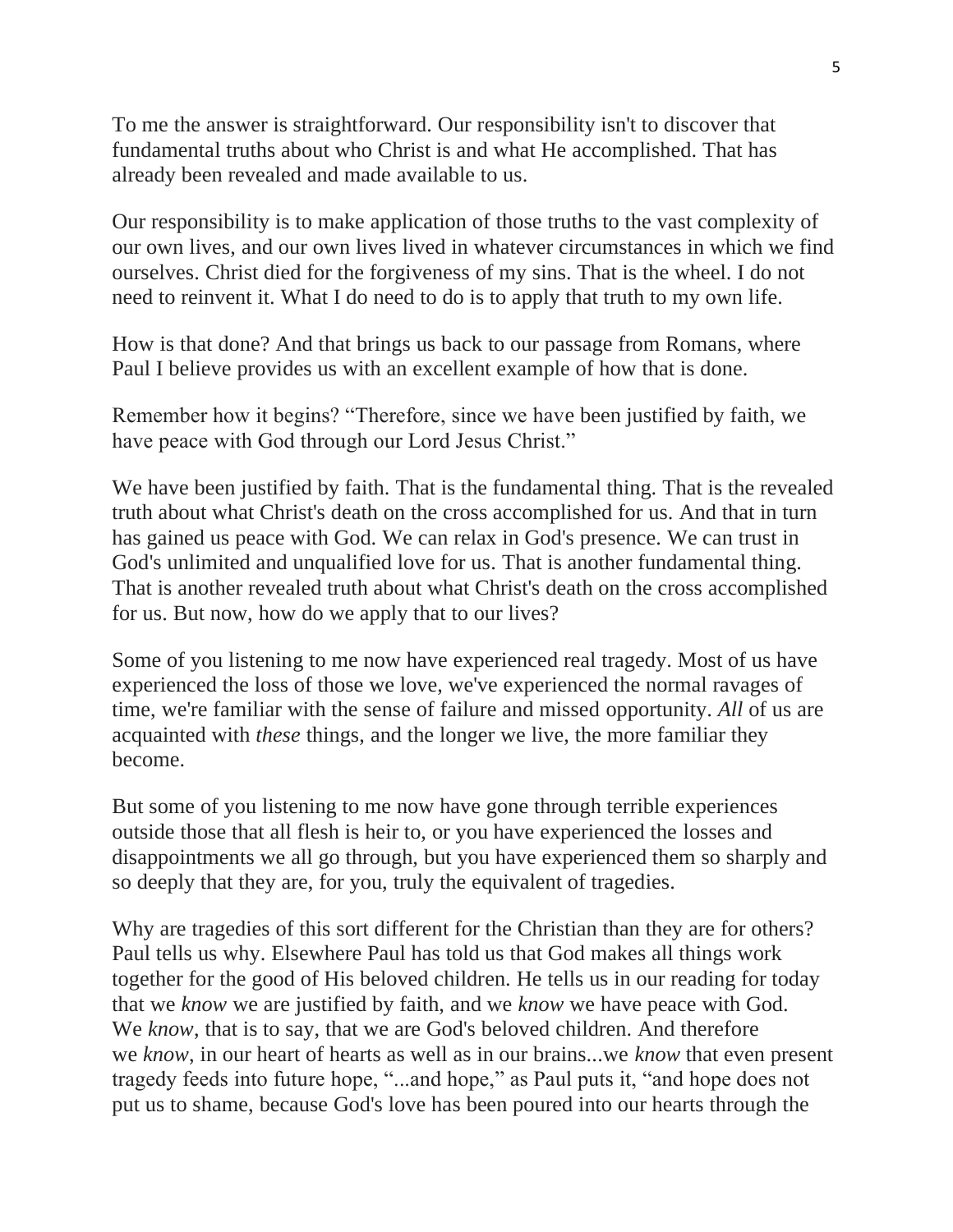To me the answer is straightforward. Our responsibility isn't to discover that fundamental truths about who Christ is and what He accomplished. That has already been revealed and made available to us.

Our responsibility is to make application of those truths to the vast complexity of our own lives, and our own lives lived in whatever circumstances in which we find ourselves. Christ died for the forgiveness of my sins. That is the wheel. I do not need to reinvent it. What I do need to do is to apply that truth to my own life.

How is that done? And that brings us back to our passage from Romans, where Paul I believe provides us with an excellent example of how that is done.

Remember how it begins? "Therefore, since we have been justified by faith, we have peace with God through our Lord Jesus Christ."

We have been justified by faith. That is the fundamental thing. That is the revealed truth about what Christ's death on the cross accomplished for us. And that in turn has gained us peace with God. We can relax in God's presence. We can trust in God's unlimited and unqualified love for us. That is another fundamental thing. That is another revealed truth about what Christ's death on the cross accomplished for us. But now, how do we apply that to our lives?

Some of you listening to me now have experienced real tragedy. Most of us have experienced the loss of those we love, we've experienced the normal ravages of time, we're familiar with the sense of failure and missed opportunity. *All* of us are acquainted with *these* things, and the longer we live, the more familiar they become.

But some of you listening to me now have gone through terrible experiences outside those that all flesh is heir to, or you have experienced the losses and disappointments we all go through, but you have experienced them so sharply and so deeply that they are, for you, truly the equivalent of tragedies.

Why are tragedies of this sort different for the Christian than they are for others? Paul tells us why. Elsewhere Paul has told us that God makes all things work together for the good of His beloved children. He tells us in our reading for today that we *know* we are justified by faith, and we *know* we have peace with God. We *know*, that is to say, that we are God's beloved children. And therefore we *know*, in our heart of hearts as well as in our brains...we *know* that even present tragedy feeds into future hope, "...and hope," as Paul puts it, "and hope does not put us to shame, because God's love has been poured into our hearts through the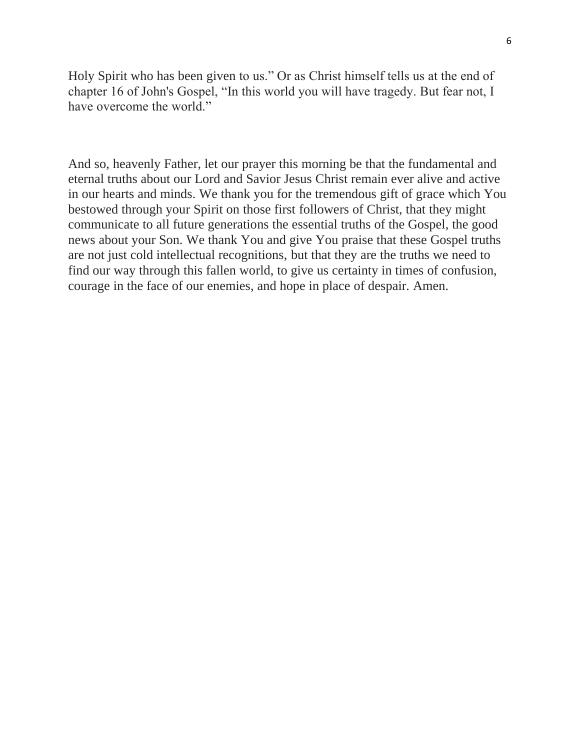Holy Spirit who has been given to us." Or as Christ himself tells us at the end of chapter 16 of John's Gospel, "In this world you will have tragedy. But fear not, I have overcome the world."

And so, heavenly Father, let our prayer this morning be that the fundamental and eternal truths about our Lord and Savior Jesus Christ remain ever alive and active in our hearts and minds. We thank you for the tremendous gift of grace which You bestowed through your Spirit on those first followers of Christ, that they might communicate to all future generations the essential truths of the Gospel, the good news about your Son. We thank You and give You praise that these Gospel truths are not just cold intellectual recognitions, but that they are the truths we need to find our way through this fallen world, to give us certainty in times of confusion, courage in the face of our enemies, and hope in place of despair. Amen.